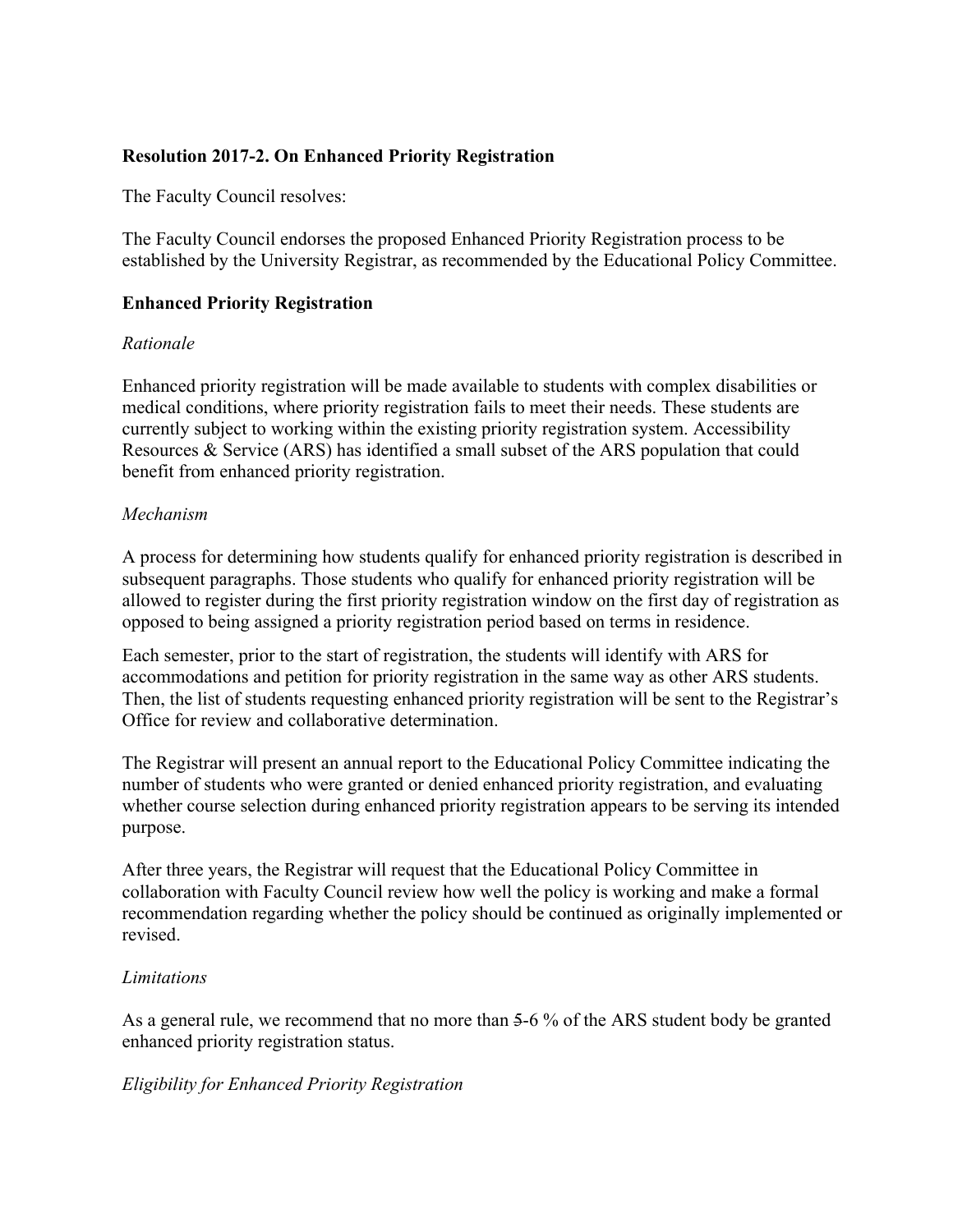**Resolution 2017-2. On Enhanced Priority Registration**

The Faculty Council resolves:

The Faculty Council endorses the proposed Enhanced Priority Registration process to be established by the University Registrar, as recommended by the Educational Policy Committee.

**Enhanced Priority Registration**

*Rationale*

Enhanced priority registration will be made available to students with complex disabilities or medical conditions, where priority registration fails to meet their needs. These students are currently subject to working within the existing priority registration system. Accessibility Resources & Service (ARS) has identified a small subset of the ARS population that could benefit from enhanced priority registration.

*Mechanism*

A process for determining how students qualify for enhanced priority registration is described in subsequent paragraphs. Those students who qualify for enhanced priority registration will be allowed to register during the first priority registration window on the first day of registration as opposed to being assigned a priority registration period based on terms in residence.

Each semester, prior to the start of registration, the students will identify with ARS for accommodations and petition for priority registration in the same way as other ARS students. Then, the list of students requesting enhanced priority registration will be sent to the Registrar's Office for review and collaborative determination.

The Registrar will present an annual report to the Educational Policy Committee indicating the number of students who were granted or denied enhanced priority registration, and evaluating whether course selection during enhanced priority registration appears to be serving its intended purpose.

After three years, the Registrar will request that the Educational Policy Committee in collaboration with Faculty Council review how well the policy is working and make a formal recommendation regarding whether the policy should be continued as originally implemented or revised.

*Limitations*

As a general rule, we recommend that no more than ~~5~~-6 % of the ARS student body be granted enhanced priority registration status.

*Eligibility for Enhanced Priority Registration*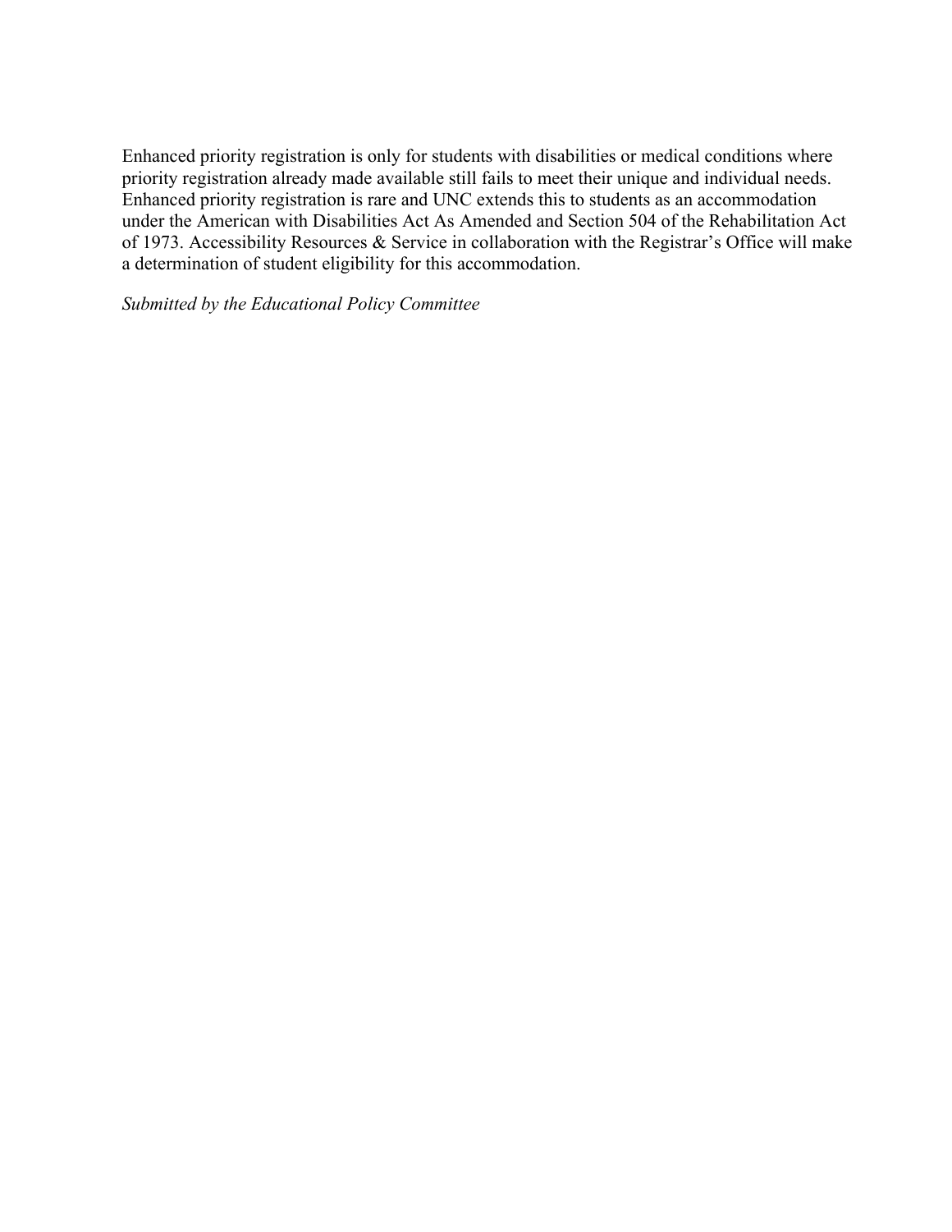Enhanced priority registration is only for students with disabilities or medical conditions where priority registration already made available still fails to meet their unique and individual needs. Enhanced priority registration is rare and UNC extends this to students as an accommodation under the American with Disabilities Act As Amended and Section 504 of the Rehabilitation Act of 1973. Accessibility Resources & Service in collaboration with the Registrar's Office will make a determination of student eligibility for this accommodation.

*Submitted by the Educational Policy Committee*